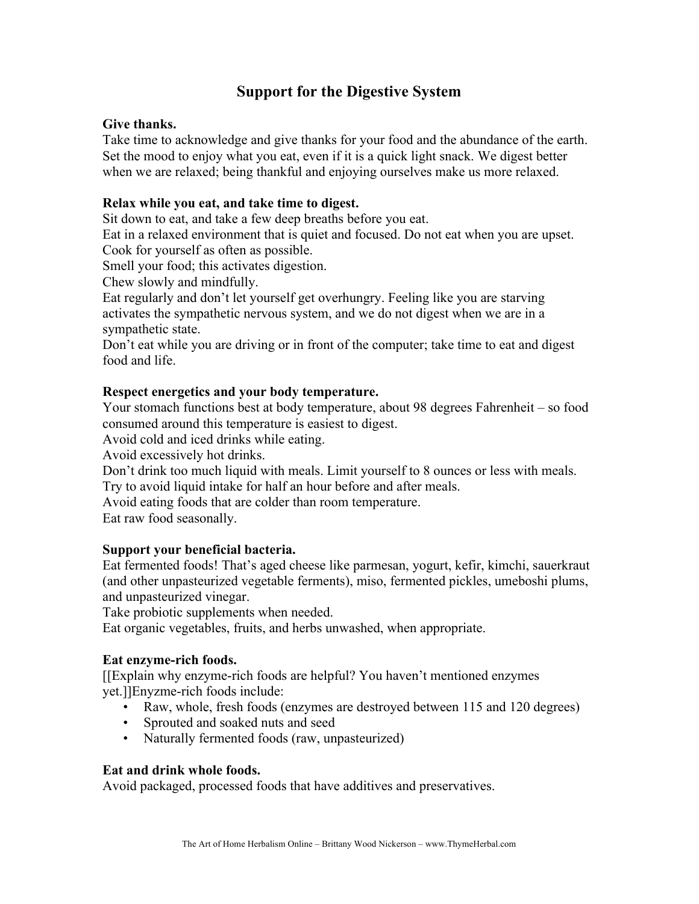# Support for the Digestive System

**Give thanks.**

Take time to acknowledge and give thanks for your food and the abundance of the earth. Set the mood to enjoy what you eat, even if it is a quick light snack. We digest better when we are relaxed; being thankful and enjoying ourselves make us more relaxed.

**Relax while you eat, and take time to digest.**

Sit down to eat, and take a few deep breaths before you eat.
Eat in a relaxed environment that is quiet and focused. Do not eat when you are upset.
Cook for yourself as often as possible.
Smell your food; this activates digestion.
Chew slowly and mindfully.
Eat regularly and don't let yourself get overhungry. Feeling like you are starving activates the sympathetic nervous system, and we do not digest when we are in a sympathetic state.
Don't eat while you are driving or in front of the computer; take time to eat and digest food and life.

**Respect energetics and your body temperature.**

Your stomach functions best at body temperature, about 98 degrees Fahrenheit – so food consumed around this temperature is easiest to digest.
Avoid cold and iced drinks while eating.
Avoid excessively hot drinks.
Don't drink too much liquid with meals. Limit yourself to 8 ounces or less with meals.
Try to avoid liquid intake for half an hour before and after meals.
Avoid eating foods that are colder than room temperature.
Eat raw food seasonally.

**Support your beneficial bacteria.**

Eat fermented foods! That's aged cheese like parmesan, yogurt, kefir, kimchi, sauerkraut (and other unpasteurized vegetable ferments), miso, fermented pickles, umeboshi plums, and unpasteurized vinegar.
Take probiotic supplements when needed.
Eat organic vegetables, fruits, and herbs unwashed, when appropriate.

**Eat enzyme-rich foods.**

[[Explain why enzyme-rich foods are helpful? You haven't mentioned enzymes yet.]]Enyzme-rich foods include:

- Raw, whole, fresh foods (enzymes are destroyed between 115 and 120 degrees)
- Sprouted and soaked nuts and seed
- Naturally fermented foods (raw, unpasteurized)

**Eat and drink whole foods.**

Avoid packaged, processed foods that have additives and preservatives.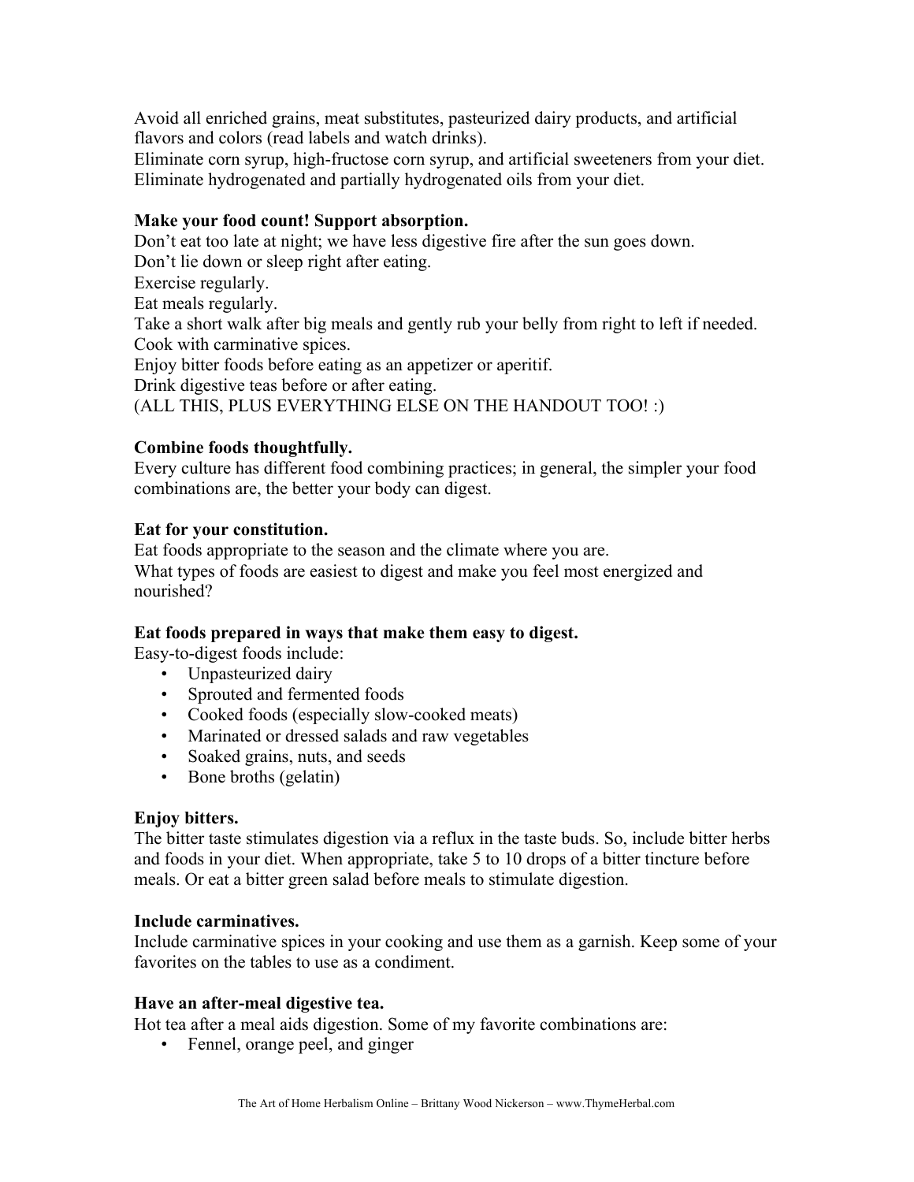Avoid all enriched grains, meat substitutes, pasteurized dairy products, and artificial flavors and colors (read labels and watch drinks).
Eliminate corn syrup, high-fructose corn syrup, and artificial sweeteners from your diet.
Eliminate hydrogenated and partially hydrogenated oils from your diet.

**Make your food count! Support absorption.**
Don't eat too late at night; we have less digestive fire after the sun goes down.
Don't lie down or sleep right after eating.
Exercise regularly.
Eat meals regularly.
Take a short walk after big meals and gently rub your belly from right to left if needed.
Cook with carminative spices.
Enjoy bitter foods before eating as an appetizer or aperitif.
Drink digestive teas before or after eating.
(ALL THIS, PLUS EVERYTHING ELSE ON THE HANDOUT TOO! :)

**Combine foods thoughtfully.**
Every culture has different food combining practices; in general, the simpler your food combinations are, the better your body can digest.

**Eat for your constitution.**
Eat foods appropriate to the season and the climate where you are.
What types of foods are easiest to digest and make you feel most energized and nourished?

**Eat foods prepared in ways that make them easy to digest.**
Easy-to-digest foods include:

- Unpasteurized dairy
- Sprouted and fermented foods
- Cooked foods (especially slow-cooked meats)
- Marinated or dressed salads and raw vegetables
- Soaked grains, nuts, and seeds
- Bone broths (gelatin)

**Enjoy bitters.**
The bitter taste stimulates digestion via a reflux in the taste buds. So, include bitter herbs and foods in your diet. When appropriate, take 5 to 10 drops of a bitter tincture before meals. Or eat a bitter green salad before meals to stimulate digestion.

**Include carminatives.**
Include carminative spices in your cooking and use them as a garnish. Keep some of your favorites on the tables to use as a condiment.

**Have an after-meal digestive tea.**
Hot tea after a meal aids digestion. Some of my favorite combinations are:

- Fennel, orange peel, and ginger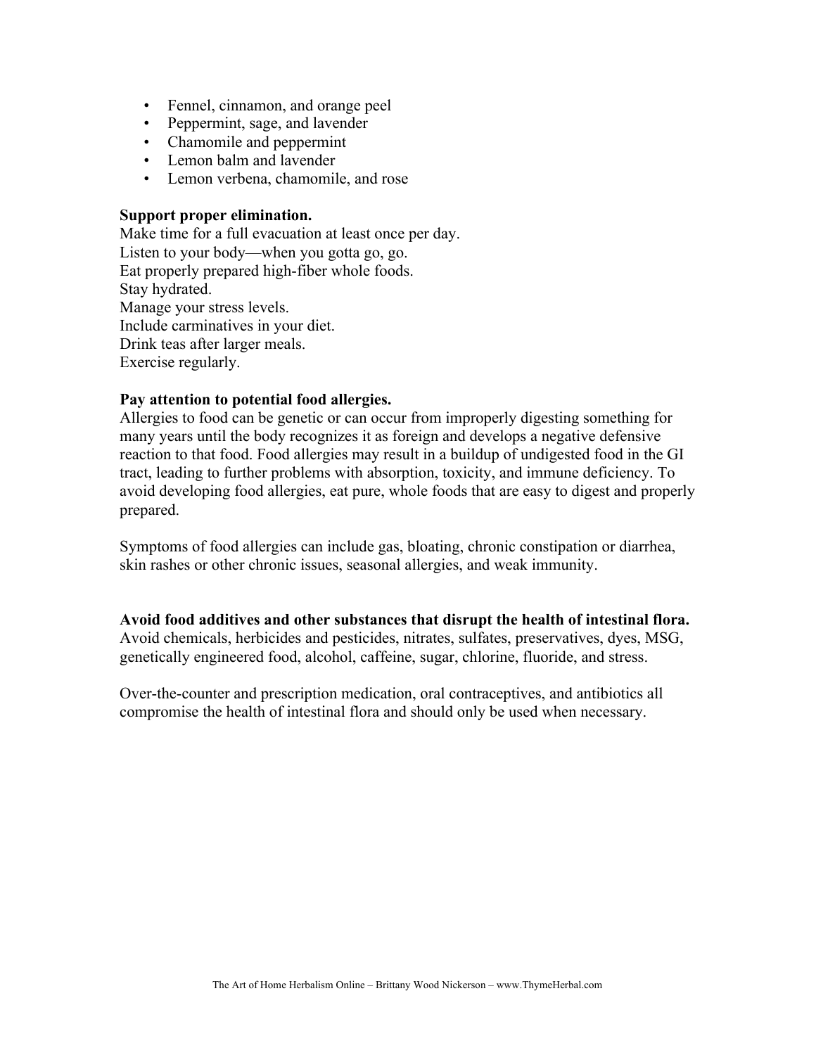- Fennel, cinnamon, and orange peel
- Peppermint, sage, and lavender
- Chamomile and peppermint
- Lemon balm and lavender
- Lemon verbena, chamomile, and rose

**Support proper elimination.**
Make time for a full evacuation at least once per day.
Listen to your body—when you gotta go, go.
Eat properly prepared high-fiber whole foods.
Stay hydrated.
Manage your stress levels.
Include carminatives in your diet.
Drink teas after larger meals.
Exercise regularly.

**Pay attention to potential food allergies.**
Allergies to food can be genetic or can occur from improperly digesting something for many years until the body recognizes it as foreign and develops a negative defensive reaction to that food. Food allergies may result in a buildup of undigested food in the GI tract, leading to further problems with absorption, toxicity, and immune deficiency. To avoid developing food allergies, eat pure, whole foods that are easy to digest and properly prepared.

Symptoms of food allergies can include gas, bloating, chronic constipation or diarrhea, skin rashes or other chronic issues, seasonal allergies, and weak immunity.

**Avoid food additives and other substances that disrupt the health of intestinal flora.**
Avoid chemicals, herbicides and pesticides, nitrates, sulfates, preservatives, dyes, MSG, genetically engineered food, alcohol, caffeine, sugar, chlorine, fluoride, and stress.

Over-the-counter and prescription medication, oral contraceptives, and antibiotics all compromise the health of intestinal flora and should only be used when necessary.